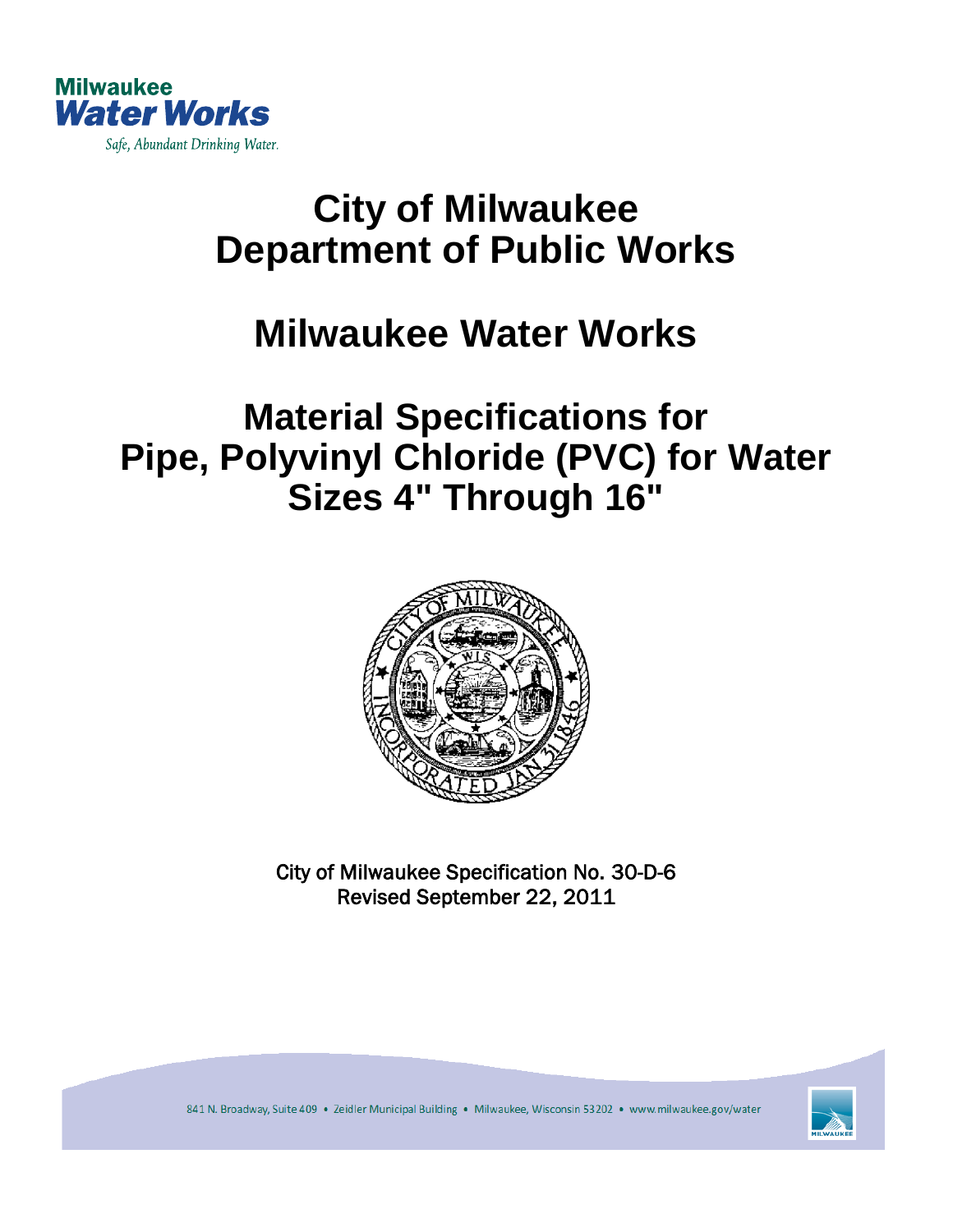Milwaukee
**Water Works**
*Safe, Abundant Drinking Water.*

# City of Milwaukee
# Department of Public Works

# Milwaukee Water Works

# Material Specifications for Pipe, Polyvinyl Chloride (PVC) for Water Sizes 4" Through 16"

City of Milwaukee Specification No. 30-D-6
Revised September 22, 2011

841 N. Broadway, Suite 409 • Zeidler Municipal Building • Milwaukee, Wisconsin 53202 • www.milwaukee.gov/water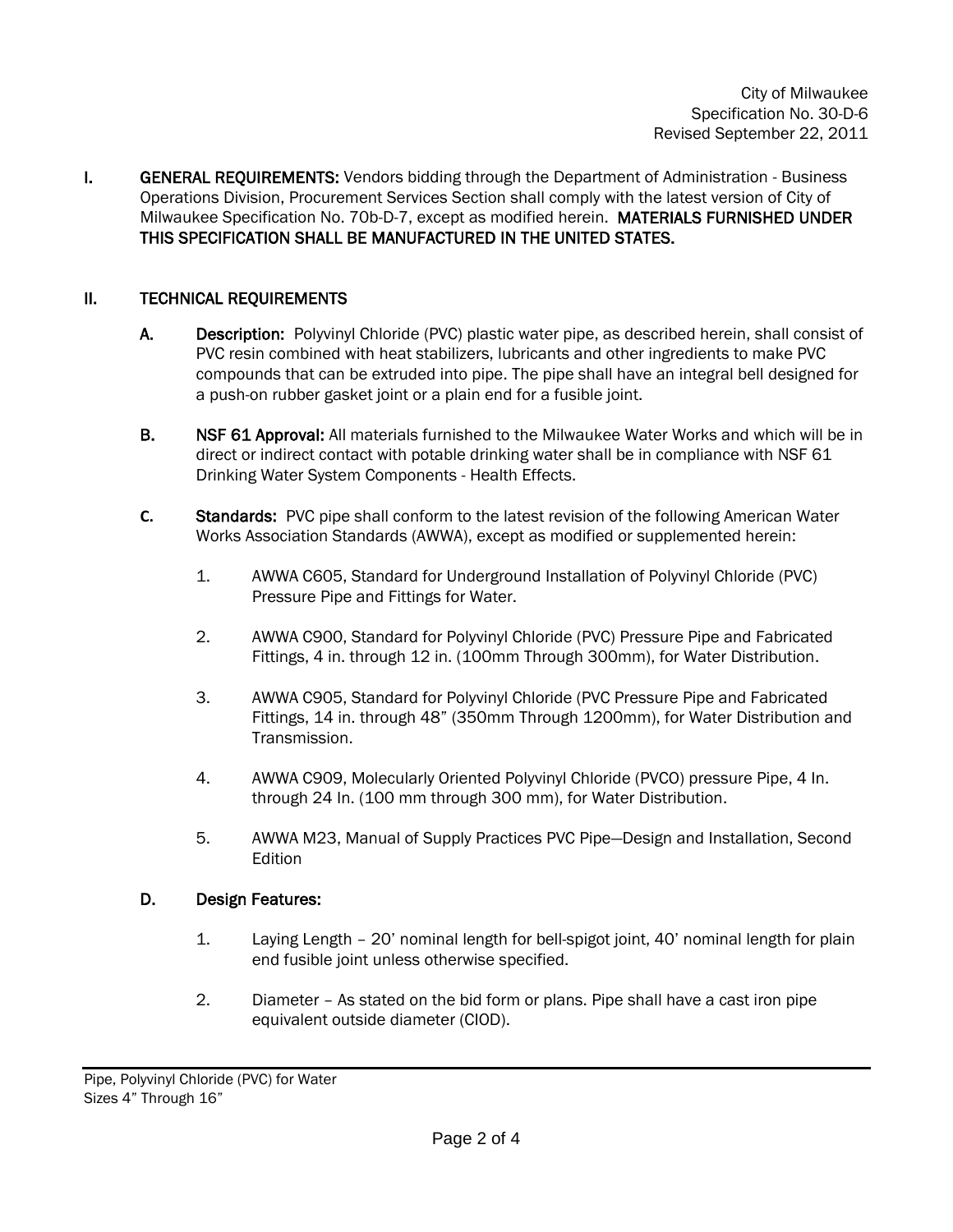City of Milwaukee
Specification No. 30-D-6
Revised September 22, 2011

**I. GENERAL REQUIREMENTS:** Vendors bidding through the Department of Administration - Business Operations Division, Procurement Services Section shall comply with the latest version of City of Milwaukee Specification No. 70b-D-7, except as modified herein. **MATERIALS FURNISHED UNDER THIS SPECIFICATION SHALL BE MANUFACTURED IN THE UNITED STATES.**

**II. TECHNICAL REQUIREMENTS**

**A. Description:** Polyvinyl Chloride (PVC) plastic water pipe, as described herein, shall consist of PVC resin combined with heat stabilizers, lubricants and other ingredients to make PVC compounds that can be extruded into pipe. The pipe shall have an integral bell designed for a push-on rubber gasket joint or a plain end for a fusible joint.

**B. NSF 61 Approval:** All materials furnished to the Milwaukee Water Works and which will be in direct or indirect contact with potable drinking water shall be in compliance with NSF 61 Drinking Water System Components - Health Effects.

**C. Standards:** PVC pipe shall conform to the latest revision of the following American Water Works Association Standards (AWWA), except as modified or supplemented herein:

1. AWWA C605, Standard for Underground Installation of Polyvinyl Chloride (PVC) Pressure Pipe and Fittings for Water.
2. AWWA C900, Standard for Polyvinyl Chloride (PVC) Pressure Pipe and Fabricated Fittings, 4 in. through 12 in. (100mm Through 300mm), for Water Distribution.
3. AWWA C905, Standard for Polyvinyl Chloride (PVC Pressure Pipe and Fabricated Fittings, 14 in. through 48" (350mm Through 1200mm), for Water Distribution and Transmission.
4. AWWA C909, Molecularly Oriented Polyvinyl Chloride (PVCO) pressure Pipe, 4 In. through 24 In. (100 mm through 300 mm), for Water Distribution.
5. AWWA M23, Manual of Supply Practices PVC Pipe—Design and Installation, Second Edition

**D. Design Features:**

1. Laying Length – 20' nominal length for bell-spigot joint, 40' nominal length for plain end fusible joint unless otherwise specified.
2. Diameter – As stated on the bid form or plans. Pipe shall have a cast iron pipe equivalent outside diameter (CIOD).

Pipe, Polyvinyl Chloride (PVC) for Water
Sizes 4" Through 16"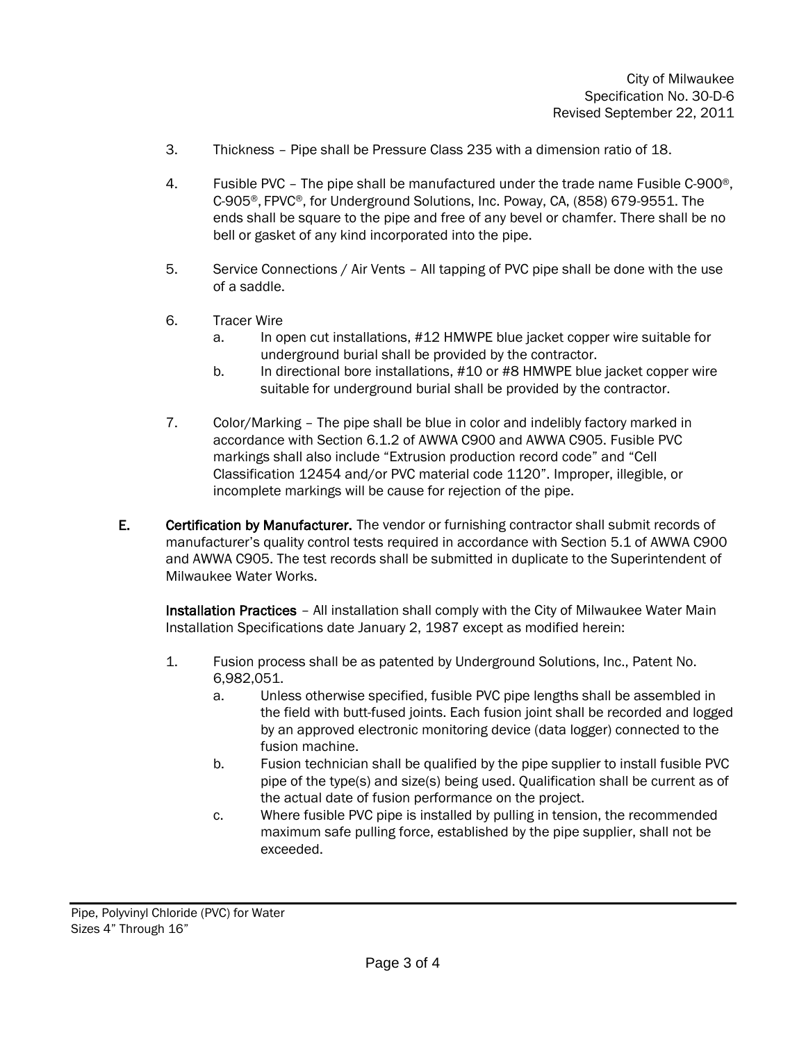3. Thickness – Pipe shall be Pressure Class 235 with a dimension ratio of 18.

4. Fusible PVC – The pipe shall be manufactured under the trade name Fusible C-900®, C-905®, FPVC®, for Underground Solutions, Inc. Poway, CA, (858) 679-9551. The ends shall be square to the pipe and free of any bevel or chamfer. There shall be no bell or gasket of any kind incorporated into the pipe.

5. Service Connections / Air Vents – All tapping of PVC pipe shall be done with the use of a saddle.

6. Tracer Wire
   a. In open cut installations, #12 HMWPE blue jacket copper wire suitable for underground burial shall be provided by the contractor.
   b. In directional bore installations, #10 or #8 HMWPE blue jacket copper wire suitable for underground burial shall be provided by the contractor.

7. Color/Marking – The pipe shall be blue in color and indelibly factory marked in accordance with Section 6.1.2 of AWWA C900 and AWWA C905. Fusible PVC markings shall also include "Extrusion production record code" and "Cell Classification 12454 and/or PVC material code 1120". Improper, illegible, or incomplete markings will be cause for rejection of the pipe.

**E. Certification by Manufacturer.** The vendor or furnishing contractor shall submit records of manufacturer's quality control tests required in accordance with Section 5.1 of AWWA C900 and AWWA C905. The test records shall be submitted in duplicate to the Superintendent of Milwaukee Water Works.

**Installation Practices** – All installation shall comply with the City of Milwaukee Water Main Installation Specifications date January 2, 1987 except as modified herein:

1. Fusion process shall be as patented by Underground Solutions, Inc., Patent No. 6,982,051.
   a. Unless otherwise specified, fusible PVC pipe lengths shall be assembled in the field with butt-fused joints. Each fusion joint shall be recorded and logged by an approved electronic monitoring device (data logger) connected to the fusion machine.
   b. Fusion technician shall be qualified by the pipe supplier to install fusible PVC pipe of the type(s) and size(s) being used. Qualification shall be current as of the actual date of fusion performance on the project.
   c. Where fusible PVC pipe is installed by pulling in tension, the recommended maximum safe pulling force, established by the pipe supplier, shall not be exceeded.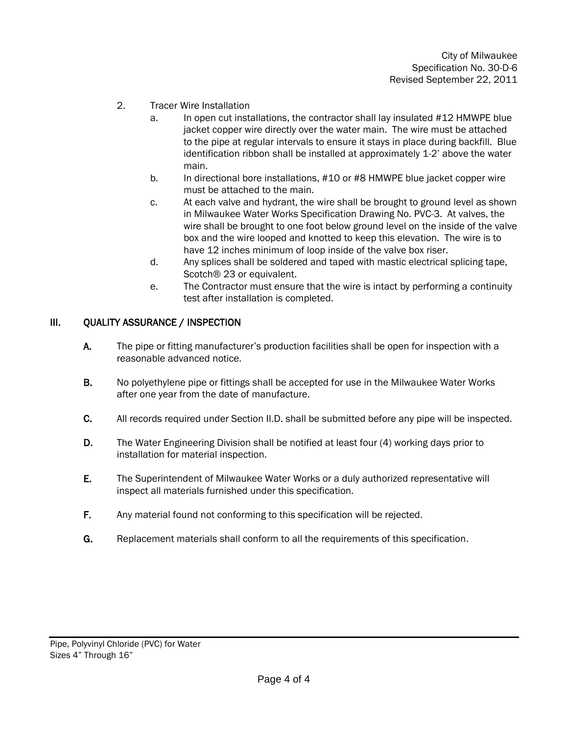2. Tracer Wire Installation
   a. In open cut installations, the contractor shall lay insulated #12 HMWPE blue jacket copper wire directly over the water main. The wire must be attached to the pipe at regular intervals to ensure it stays in place during backfill. Blue identification ribbon shall be installed at approximately 1-2' above the water main.
   b. In directional bore installations, #10 or #8 HMWPE blue jacket copper wire must be attached to the main.
   c. At each valve and hydrant, the wire shall be brought to ground level as shown in Milwaukee Water Works Specification Drawing No. PVC-3. At valves, the wire shall be brought to one foot below ground level on the inside of the valve box and the wire looped and knotted to keep this elevation. The wire is to have 12 inches minimum of loop inside of the valve box riser.
   d. Any splices shall be soldered and taped with mastic electrical splicing tape, Scotch® 23 or equivalent.
   e. The Contractor must ensure that the wire is intact by performing a continuity test after installation is completed.

## III. QUALITY ASSURANCE / INSPECTION

**A.** The pipe or fitting manufacturer's production facilities shall be open for inspection with a reasonable advanced notice.

**B.** No polyethylene pipe or fittings shall be accepted for use in the Milwaukee Water Works after one year from the date of manufacture.

**C.** All records required under Section II.D. shall be submitted before any pipe will be inspected.

**D.** The Water Engineering Division shall be notified at least four (4) working days prior to installation for material inspection.

**E.** The Superintendent of Milwaukee Water Works or a duly authorized representative will inspect all materials furnished under this specification.

**F.** Any material found not conforming to this specification will be rejected.

**G.** Replacement materials shall conform to all the requirements of this specification.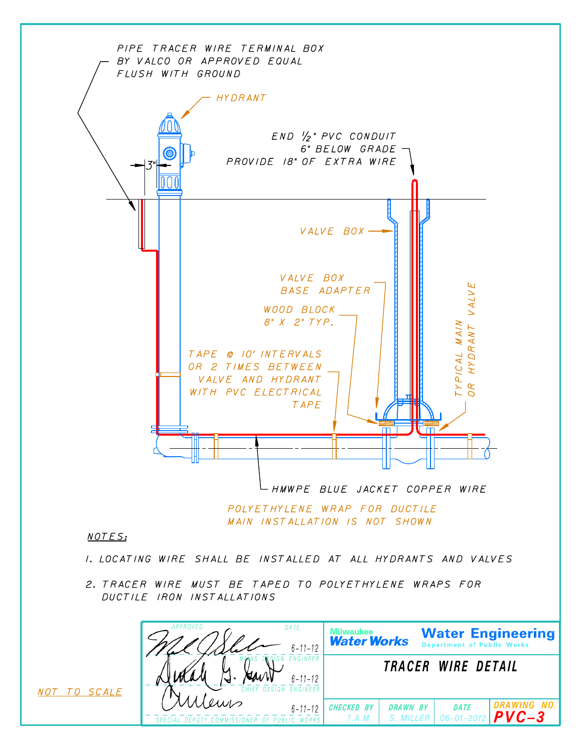PIPE TRACER WIRE TERMINAL BOX
BY VALCO OR APPROVED EQUAL
FLUSH WITH GROUND

HYDRANT

3"

END ½" PVC CONDUIT
6" BELOW GRADE
PROVIDE 18" OF EXTRA WIRE

VALVE BOX

VALVE BOX
BASE ADAPTER

WOOD BLOCK
8" X 2" TYP.

TYPICAL MAIN
OR HYDRANT VALVE

TAPE @ 10' INTERVALS
OR 2 TIMES BETWEEN
VALVE AND HYDRANT
WITH PVC ELECTRICAL
TAPE

HMWPE BLUE JACKET COPPER WIRE

POLYETHYLENE WRAP FOR DUCTILE
MAIN INSTALLATION IS NOT SHOWN

NOTES:

1. LOCATING WIRE SHALL BE INSTALLED AT ALL HYDRANTS AND VALVES

2. TRACER WIRE MUST BE TAPED TO POLYETHYLENE WRAPS FOR DUCTILE IRON INSTALLATIONS

NOT TO SCALE

| APPROVED | DATE |
|---|---|
| MAINS DESIGN ENGINEER | 6-11-12 |
| CHIEF DESIGN ENGINEER | 6-11-12 |
| SPECIAL DEPUTY COMMISSIONER OF PUBLIC WORKS | 6-11-12 |

Milwaukee Water Works — Water Engineering, Department of Public Works

TRACER WIRE DETAIL

| CHECKED BY | DRAWN BY | DATE | DRAWING NO. |
|---|---|---|---|
| T.A.M. | S. MILLER | 06-01-2012 | PVC-3 |